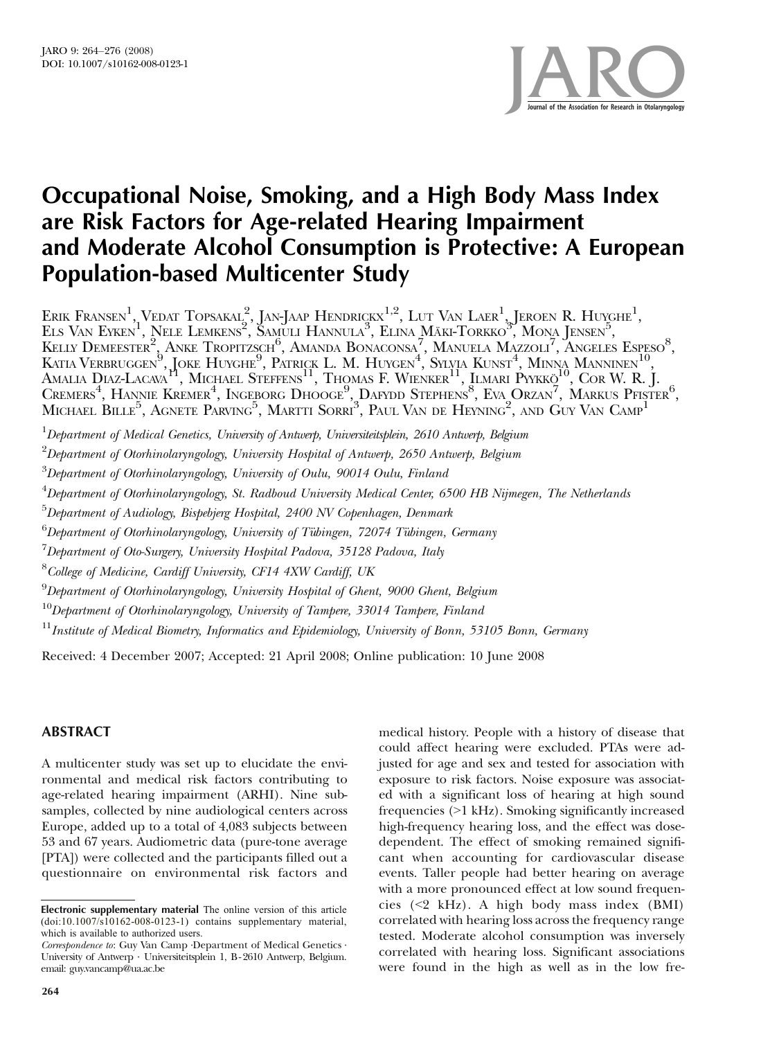# Occupational Noise, Smoking, and a High Body Mass Index are Risk Factors for Age-related Hearing Impairment and Moderate Alcohol Consumption is Protective: A European Population-based Multicenter Study

Erik Fransen[1], Vedat Topsakal[2], Jan-Jaap Hendrickx[1,2], Lut Van Laer[1], Jeroen R. Huyghe[1], Els Van Eyken[1], Nele Lemkens[2], Samuli Hannula[3], Elina Mäki-Torkko[3], Mona Jensen[5], Kelly Demeester[2], Anke Tropitzsch[6], Amanda Bonaconsa[7], Manuela Mazzoli[7], Angeles Espeso[8], Katia Verbruggen[9], Joke Huyghe[9], Patrick L. M. Huygen[4], Sylvia Kunst[4], Minna Manninen[10], Amalia Diaz-Lacava[11], Michael Steffens[11], Thomas F. Wienker[11], Ilmari Pyykkö[10], Cor W. R. J. Cremers[4], Hannie Kremer[4], Ingeborg Dhooge[9], Dafydd Stephens[8], Eva Orzan[7], Markus Pfister[6], Michael Bille[5], Agnete Parving[5], Martti Sorri[3], Paul Van de Heyning[2], and Guy Van Camp[1]

[1]*Department of Medical Genetics, University of Antwerp, Universiteitsplein, 2610 Antwerp, Belgium*

[2]*Department of Otorhinolaryngology, University Hospital of Antwerp, 2650 Antwerp, Belgium*

[3]*Department of Otorhinolaryngology, University of Oulu, 90014 Oulu, Finland*

[4]*Department of Otorhinolaryngology, St. Radboud University Medical Center, 6500 HB Nijmegen, The Netherlands*

[5]*Department of Audiology, Bispebjerg Hospital, 2400 NV Copenhagen, Denmark*

[6]*Department of Otorhinolaryngology, University of Tübingen, 72074 Tübingen, Germany*

[7]*Department of Oto-Surgery, University Hospital Padova, 35128 Padova, Italy*

[8]*College of Medicine, Cardiff University, CF14 4XW Cardiff, UK*

[9]*Department of Otorhinolaryngology, University Hospital of Ghent, 9000 Ghent, Belgium*

[10]*Department of Otorhinolaryngology, University of Tampere, 33014 Tampere, Finland*

[11]*Institute of Medical Biometry, Informatics and Epidemiology, University of Bonn, 53105 Bonn, Germany*

Received: 4 December 2007; Accepted: 21 April 2008; Online publication: 10 June 2008

## ABSTRACT

A multicenter study was set up to elucidate the environmental and medical risk factors contributing to age-related hearing impairment (ARHI). Nine subsamples, collected by nine audiological centers across Europe, added up to a total of 4,083 subjects between 53 and 67 years. Audiometric data (pure-tone average [PTA]) were collected and the participants filled out a questionnaire on environmental risk factors and medical history. People with a history of disease that could affect hearing were excluded. PTAs were adjusted for age and sex and tested for association with exposure to risk factors. Noise exposure was associated with a significant loss of hearing at high sound frequencies (>1 kHz). Smoking significantly increased high-frequency hearing loss, and the effect was dose-dependent. The effect of smoking remained significant when accounting for cardiovascular disease events. Taller people had better hearing on average with a more pronounced effect at low sound frequencies (<2 kHz). A high body mass index (BMI) correlated with hearing loss across the frequency range tested. Moderate alcohol consumption was inversely correlated with hearing loss. Significant associations were found in the high as well as in the low fre-

---

**Electronic supplementary material** The online version of this article (doi:10.1007/s10162-008-0123-1) contains supplementary material, which is available to authorized users.

*Correspondence to*: Guy Van Camp · Department of Medical Genetics · University of Antwerp · Universiteitsplein 1, B-2610 Antwerp, Belgium. email: guy.vancamp@ua.ac.be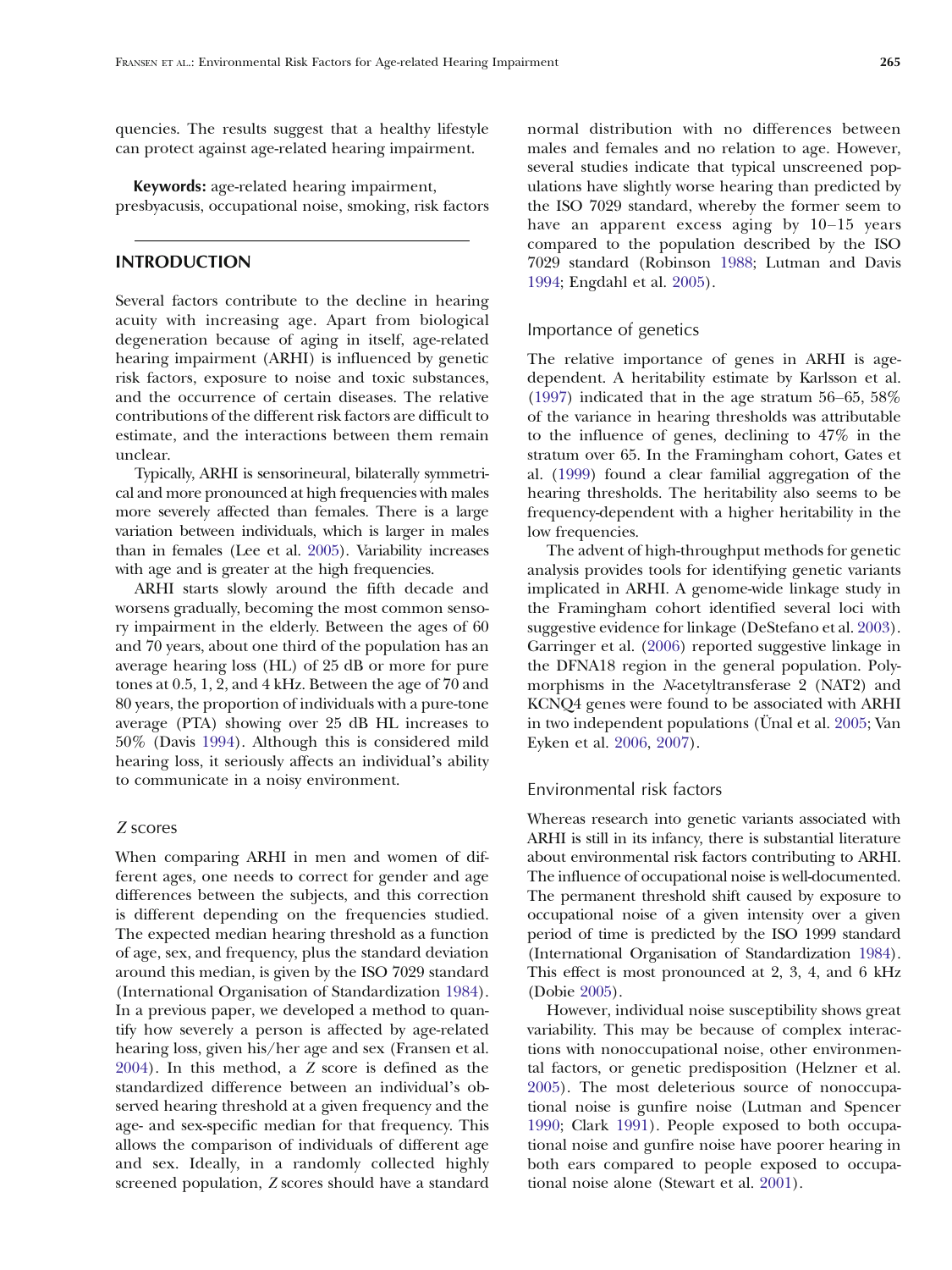quencies. The results suggest that a healthy lifestyle can protect against age-related hearing impairment.

**Keywords:** age-related hearing impairment, presbyacusis, occupational noise, smoking, risk factors

## INTRODUCTION

Several factors contribute to the decline in hearing acuity with increasing age. Apart from biological degeneration because of aging in itself, age-related hearing impairment (ARHI) is influenced by genetic risk factors, exposure to noise and toxic substances, and the occurrence of certain diseases. The relative contributions of the different risk factors are difficult to estimate, and the interactions between them remain unclear.

Typically, ARHI is sensorineural, bilaterally symmetrical and more pronounced at high frequencies with males more severely affected than females. There is a large variation between individuals, which is larger in males than in females (Lee et al. 2005). Variability increases with age and is greater at the high frequencies.

ARHI starts slowly around the fifth decade and worsens gradually, becoming the most common sensory impairment in the elderly. Between the ages of 60 and 70 years, about one third of the population has an average hearing loss (HL) of 25 dB or more for pure tones at 0.5, 1, 2, and 4 kHz. Between the age of 70 and 80 years, the proportion of individuals with a pure-tone average (PTA) showing over 25 dB HL increases to 50% (Davis 1994). Although this is considered mild hearing loss, it seriously affects an individual's ability to communicate in a noisy environment.

### *Z* scores

When comparing ARHI in men and women of different ages, one needs to correct for gender and age differences between the subjects, and this correction is different depending on the frequencies studied. The expected median hearing threshold as a function of age, sex, and frequency, plus the standard deviation around this median, is given by the ISO 7029 standard (International Organisation of Standardization 1984). In a previous paper, we developed a method to quantify how severely a person is affected by age-related hearing loss, given his/her age and sex (Fransen et al. 2004). In this method, a *Z* score is defined as the standardized difference between an individual's observed hearing threshold at a given frequency and the age- and sex-specific median for that frequency. This allows the comparison of individuals of different age and sex. Ideally, in a randomly collected highly screened population, *Z* scores should have a standard normal distribution with no differences between males and females and no relation to age. However, several studies indicate that typical unscreened populations have slightly worse hearing than predicted by the ISO 7029 standard, whereby the former seem to have an apparent excess aging by 10–15 years compared to the population described by the ISO 7029 standard (Robinson 1988; Lutman and Davis 1994; Engdahl et al. 2005).

### Importance of genetics

The relative importance of genes in ARHI is age-dependent. A heritability estimate by Karlsson et al. (1997) indicated that in the age stratum 56–65, 58% of the variance in hearing thresholds was attributable to the influence of genes, declining to 47% in the stratum over 65. In the Framingham cohort, Gates et al. (1999) found a clear familial aggregation of the hearing thresholds. The heritability also seems to be frequency-dependent with a higher heritability in the low frequencies.

The advent of high-throughput methods for genetic analysis provides tools for identifying genetic variants implicated in ARHI. A genome-wide linkage study in the Framingham cohort identified several loci with suggestive evidence for linkage (DeStefano et al. 2003). Garringer et al. (2006) reported suggestive linkage in the DFNA18 region in the general population. Polymorphisms in the *N*-acetyltransferase 2 (NAT2) and KCNQ4 genes were found to be associated with ARHI in two independent populations (Ünal et al. 2005; Van Eyken et al. 2006, 2007).

### Environmental risk factors

Whereas research into genetic variants associated with ARHI is still in its infancy, there is substantial literature about environmental risk factors contributing to ARHI. The influence of occupational noise is well-documented. The permanent threshold shift caused by exposure to occupational noise of a given intensity over a given period of time is predicted by the ISO 1999 standard (International Organisation of Standardization 1984). This effect is most pronounced at 2, 3, 4, and 6 kHz (Dobie 2005).

However, individual noise susceptibility shows great variability. This may be because of complex interactions with nonoccupational noise, other environmental factors, or genetic predisposition (Helzner et al. 2005). The most deleterious source of nonoccupational noise is gunfire noise (Lutman and Spencer 1990; Clark 1991). People exposed to both occupational noise and gunfire noise have poorer hearing in both ears compared to people exposed to occupational noise alone (Stewart et al. 2001).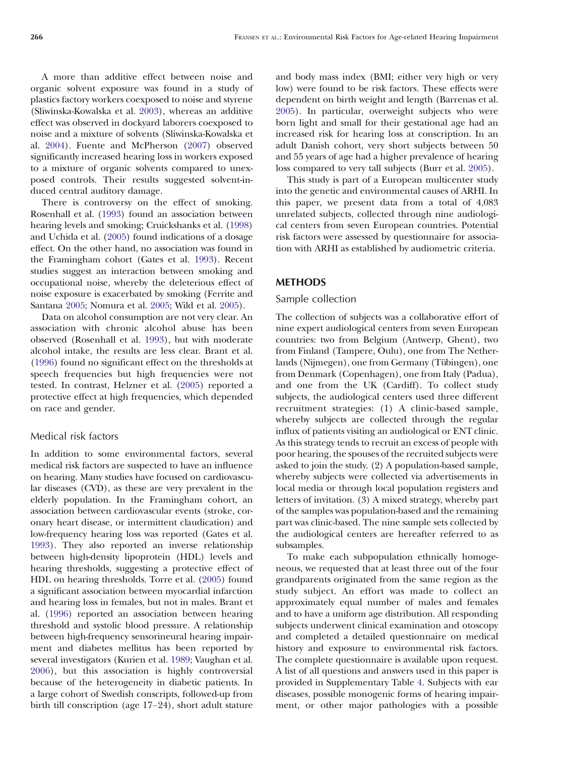A more than additive effect between noise and organic solvent exposure was found in a study of plastics factory workers coexposed to noise and styrene (Sliwinska-Kowalska et al. 2003), whereas an additive effect was observed in dockyard laborers coexposed to noise and a mixture of solvents (Sliwinska-Kowalska et al. 2004). Fuente and McPherson (2007) observed significantly increased hearing loss in workers exposed to a mixture of organic solvents compared to unexposed controls. Their results suggested solvent-induced central auditory damage.

There is controversy on the effect of smoking. Rosenhall et al. (1993) found an association between hearing levels and smoking; Cruickshanks et al. (1998) and Uchida et al. (2005) found indications of a dosage effect. On the other hand, no association was found in the Framingham cohort (Gates et al. 1993). Recent studies suggest an interaction between smoking and occupational noise, whereby the deleterious effect of noise exposure is exacerbated by smoking (Ferrite and Santana 2005; Nomura et al. 2005; Wild et al. 2005).

Data on alcohol consumption are not very clear. An association with chronic alcohol abuse has been observed (Rosenhall et al. 1993), but with moderate alcohol intake, the results are less clear. Brant et al. (1996) found no significant effect on the thresholds at speech frequencies but high frequencies were not tested. In contrast, Helzner et al. (2005) reported a protective effect at high frequencies, which depended on race and gender.

### Medical risk factors

In addition to some environmental factors, several medical risk factors are suspected to have an influence on hearing. Many studies have focused on cardiovascular diseases (CVD), as these are very prevalent in the elderly population. In the Framingham cohort, an association between cardiovascular events (stroke, coronary heart disease, or intermittent claudication) and low-frequency hearing loss was reported (Gates et al. 1993). They also reported an inverse relationship between high-density lipoprotein (HDL) levels and hearing thresholds, suggesting a protective effect of HDL on hearing thresholds. Torre et al. (2005) found a significant association between myocardial infarction and hearing loss in females, but not in males. Brant et al. (1996) reported an association between hearing threshold and systolic blood pressure. A relationship between high-frequency sensorineural hearing impairment and diabetes mellitus has been reported by several investigators (Kurien et al. 1989; Vaughan et al. 2006), but this association is highly controversial because of the heterogeneity in diabetic patients. In a large cohort of Swedish conscripts, followed-up from birth till conscription (age 17–24), short adult stature and body mass index (BMI; either very high or very low) were found to be risk factors. These effects were dependent on birth weight and length (Barrenas et al. 2005). In particular, overweight subjects who were born light and small for their gestational age had an increased risk for hearing loss at conscription. In an adult Danish cohort, very short subjects between 50 and 55 years of age had a higher prevalence of hearing loss compared to very tall subjects (Burr et al. 2005).

This study is part of a European multicenter study into the genetic and environmental causes of ARHI. In this paper, we present data from a total of 4,083 unrelated subjects, collected through nine audiological centers from seven European countries. Potential risk factors were assessed by questionnaire for association with ARHI as established by audiometric criteria.

## METHODS

### Sample collection

The collection of subjects was a collaborative effort of nine expert audiological centers from seven European countries: two from Belgium (Antwerp, Ghent), two from Finland (Tampere, Oulu), one from The Netherlands (Nijmegen), one from Germany (Tübingen), one from Denmark (Copenhagen), one from Italy (Padua), and one from the UK (Cardiff). To collect study subjects, the audiological centers used three different recruitment strategies: (1) A clinic-based sample, whereby subjects are collected through the regular influx of patients visiting an audiological or ENT clinic. As this strategy tends to recruit an excess of people with poor hearing, the spouses of the recruited subjects were asked to join the study. (2) A population-based sample, whereby subjects were collected via advertisements in local media or through local population registers and letters of invitation. (3) A mixed strategy, whereby part of the samples was population-based and the remaining part was clinic-based. The nine sample sets collected by the audiological centers are hereafter referred to as subsamples.

To make each subpopulation ethnically homogeneous, we requested that at least three out of the four grandparents originated from the same region as the study subject. An effort was made to collect an approximately equal number of males and females and to have a uniform age distribution. All responding subjects underwent clinical examination and otoscopy and completed a detailed questionnaire on medical history and exposure to environmental risk factors. The complete questionnaire is available upon request. A list of all questions and answers used in this paper is provided in Supplementary Table 4. Subjects with ear diseases, possible monogenic forms of hearing impairment, or other major pathologies with a possible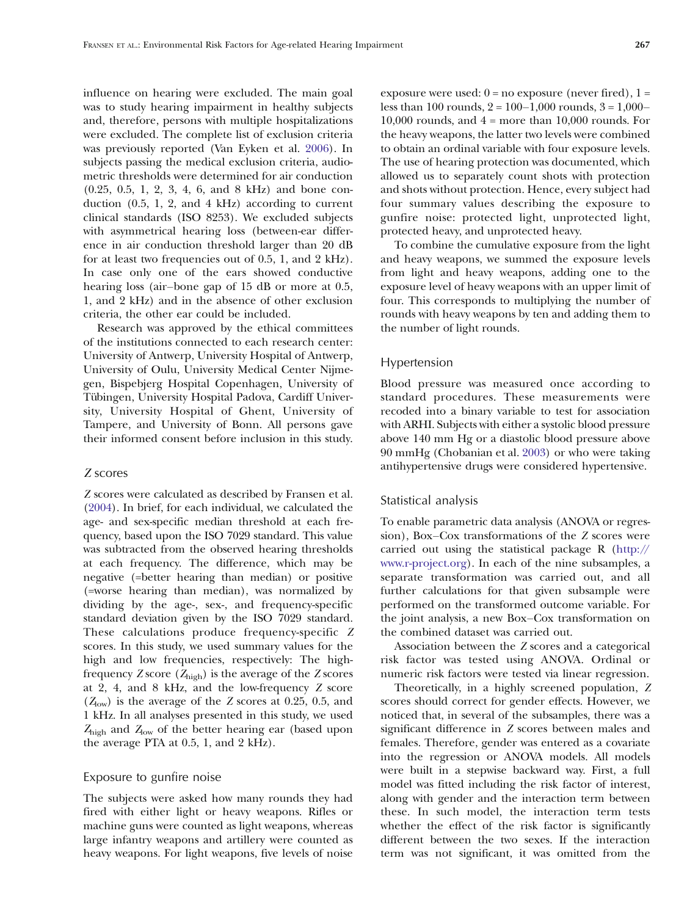influence on hearing were excluded. The main goal was to study hearing impairment in healthy subjects and, therefore, persons with multiple hospitalizations were excluded. The complete list of exclusion criteria was previously reported (Van Eyken et al. 2006). In subjects passing the medical exclusion criteria, audiometric thresholds were determined for air conduction (0.25, 0.5, 1, 2, 3, 4, 6, and 8 kHz) and bone conduction (0.5, 1, 2, and 4 kHz) according to current clinical standards (ISO 8253). We excluded subjects with asymmetrical hearing loss (between-ear difference in air conduction threshold larger than 20 dB for at least two frequencies out of 0.5, 1, and 2 kHz). In case only one of the ears showed conductive hearing loss (air–bone gap of 15 dB or more at 0.5, 1, and 2 kHz) and in the absence of other exclusion criteria, the other ear could be included.

Research was approved by the ethical committees of the institutions connected to each research center: University of Antwerp, University Hospital of Antwerp, University of Oulu, University Medical Center Nijmegen, Bispebjerg Hospital Copenhagen, University of Tübingen, University Hospital Padova, Cardiff University, University Hospital of Ghent, University of Tampere, and University of Bonn. All persons gave their informed consent before inclusion in this study.

### *Z* scores

*Z* scores were calculated as described by Fransen et al. (2004). In brief, for each individual, we calculated the age- and sex-specific median threshold at each frequency, based upon the ISO 7029 standard. This value was subtracted from the observed hearing thresholds at each frequency. The difference, which may be negative (=better hearing than median) or positive (=worse hearing than median), was normalized by dividing by the age-, sex-, and frequency-specific standard deviation given by the ISO 7029 standard. These calculations produce frequency-specific *Z* scores. In this study, we used summary values for the high and low frequencies, respectively: The high-frequency *Z* score ($Z_{\mathrm{high}}$) is the average of the *Z* scores at 2, 4, and 8 kHz, and the low-frequency *Z* score ($Z_{\mathrm{low}}$) is the average of the *Z* scores at 0.25, 0.5, and 1 kHz. In all analyses presented in this study, we used $Z_{\mathrm{high}}$ and $Z_{\mathrm{low}}$ of the better hearing ear (based upon the average PTA at 0.5, 1, and 2 kHz).

### Exposure to gunfire noise

The subjects were asked how many rounds they had fired with either light or heavy weapons. Rifles or machine guns were counted as light weapons, whereas large infantry weapons and artillery were counted as heavy weapons. For light weapons, five levels of noise exposure were used: 0 = no exposure (never fired), 1 = less than 100 rounds, 2 = 100–1,000 rounds, 3 = 1,000–10,000 rounds, and 4 = more than 10,000 rounds. For the heavy weapons, the latter two levels were combined to obtain an ordinal variable with four exposure levels. The use of hearing protection was documented, which allowed us to separately count shots with protection and shots without protection. Hence, every subject had four summary values describing the exposure to gunfire noise: protected light, unprotected light, protected heavy, and unprotected heavy.

To combine the cumulative exposure from the light and heavy weapons, we summed the exposure levels from light and heavy weapons, adding one to the exposure level of heavy weapons with an upper limit of four. This corresponds to multiplying the number of rounds with heavy weapons by ten and adding them to the number of light rounds.

### Hypertension

Blood pressure was measured once according to standard procedures. These measurements were recoded into a binary variable to test for association with ARHI. Subjects with either a systolic blood pressure above 140 mm Hg or a diastolic blood pressure above 90 mmHg (Chobanian et al. 2003) or who were taking antihypertensive drugs were considered hypertensive.

### Statistical analysis

To enable parametric data analysis (ANOVA or regression), Box–Cox transformations of the *Z* scores were carried out using the statistical package R (http://www.r-project.org). In each of the nine subsamples, a separate transformation was carried out, and all further calculations for that given subsample were performed on the transformed outcome variable. For the joint analysis, a new Box–Cox transformation on the combined dataset was carried out.

Association between the *Z* scores and a categorical risk factor was tested using ANOVA. Ordinal or numeric risk factors were tested via linear regression.

Theoretically, in a highly screened population, *Z* scores should correct for gender effects. However, we noticed that, in several of the subsamples, there was a significant difference in *Z* scores between males and females. Therefore, gender was entered as a covariate into the regression or ANOVA models. All models were built in a stepwise backward way. First, a full model was fitted including the risk factor of interest, along with gender and the interaction term between these. In such model, the interaction term tests whether the effect of the risk factor is significantly different between the two sexes. If the interaction term was not significant, it was omitted from the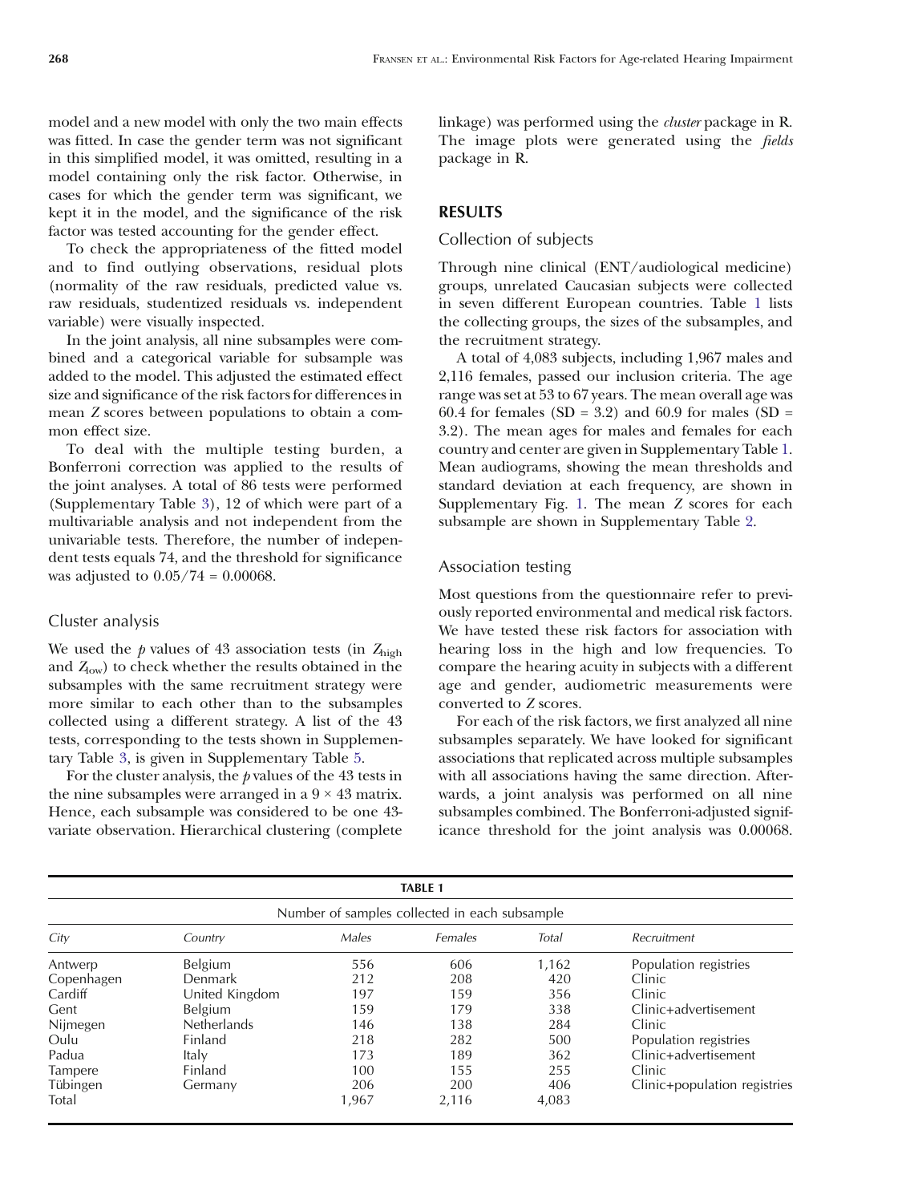model and a new model with only the two main effects was fitted. In case the gender term was not significant in this simplified model, it was omitted, resulting in a model containing only the risk factor. Otherwise, in cases for which the gender term was significant, we kept it in the model, and the significance of the risk factor was tested accounting for the gender effect.

To check the appropriateness of the fitted model and to find outlying observations, residual plots (normality of the raw residuals, predicted value vs. raw residuals, studentized residuals vs. independent variable) were visually inspected.

In the joint analysis, all nine subsamples were combined and a categorical variable for subsample was added to the model. This adjusted the estimated effect size and significance of the risk factors for differences in mean *Z* scores between populations to obtain a common effect size.

To deal with the multiple testing burden, a Bonferroni correction was applied to the results of the joint analyses. A total of 86 tests were performed (Supplementary Table 3), 12 of which were part of a multivariable analysis and not independent from the univariable tests. Therefore, the number of independent tests equals 74, and the threshold for significance was adjusted to $0.05/74 = 0.00068$.

### Cluster analysis

We used the $p$ values of 43 association tests (in $Z_{high}$ and $Z_{low}$) to check whether the results obtained in the subsamples with the same recruitment strategy were more similar to each other than to the subsamples collected using a different strategy. A list of the 43 tests, corresponding to the tests shown in Supplementary Table 3, is given in Supplementary Table 5.

For the cluster analysis, the $p$ values of the 43 tests in the nine subsamples were arranged in a $9 \times 43$ matrix. Hence, each subsample was considered to be one 43-variate observation. Hierarchical clustering (complete linkage) was performed using the *cluster* package in R. The image plots were generated using the *fields* package in R.

## RESULTS

### Collection of subjects

Through nine clinical (ENT/audiological medicine) groups, unrelated Caucasian subjects were collected in seven different European countries. Table 1 lists the collecting groups, the sizes of the subsamples, and the recruitment strategy.

A total of 4,083 subjects, including 1,967 males and 2,116 females, passed our inclusion criteria. The age range was set at 53 to 67 years. The mean overall age was 60.4 for females (SD = 3.2) and 60.9 for males (SD = 3.2). The mean ages for males and females for each country and center are given in Supplementary Table 1. Mean audiograms, showing the mean thresholds and standard deviation at each frequency, are shown in Supplementary Fig. 1. The mean *Z* scores for each subsample are shown in Supplementary Table 2.

### Association testing

Most questions from the questionnaire refer to previously reported environmental and medical risk factors. We have tested these risk factors for association with hearing loss in the high and low frequencies. To compare the hearing acuity in subjects with a different age and gender, audiometric measurements were converted to *Z* scores.

For each of the risk factors, we first analyzed all nine subsamples separately. We have looked for significant associations that replicated across multiple subsamples with all associations having the same direction. Afterwards, a joint analysis was performed on all nine subsamples combined. The Bonferroni-adjusted significance threshold for the joint analysis was 0.00068.

**TABLE 1**

Number of samples collected in each subsample

| City | Country | Males | Females | Total | Recruitment |
|---|---|---|---|---|---|
| Antwerp | Belgium | 556 | 606 | 1,162 | Population registries |
| Copenhagen | Denmark | 212 | 208 | 420 | Clinic |
| Cardiff | United Kingdom | 197 | 159 | 356 | Clinic |
| Gent | Belgium | 159 | 179 | 338 | Clinic+advertisement |
| Nijmegen | Netherlands | 146 | 138 | 284 | Clinic |
| Oulu | Finland | 218 | 282 | 500 | Population registries |
| Padua | Italy | 173 | 189 | 362 | Clinic+advertisement |
| Tampere | Finland | 100 | 155 | 255 | Clinic |
| Tübingen | Germany | 206 | 200 | 406 | Clinic+population registries |
| Total | | 1,967 | 2,116 | 4,083 | |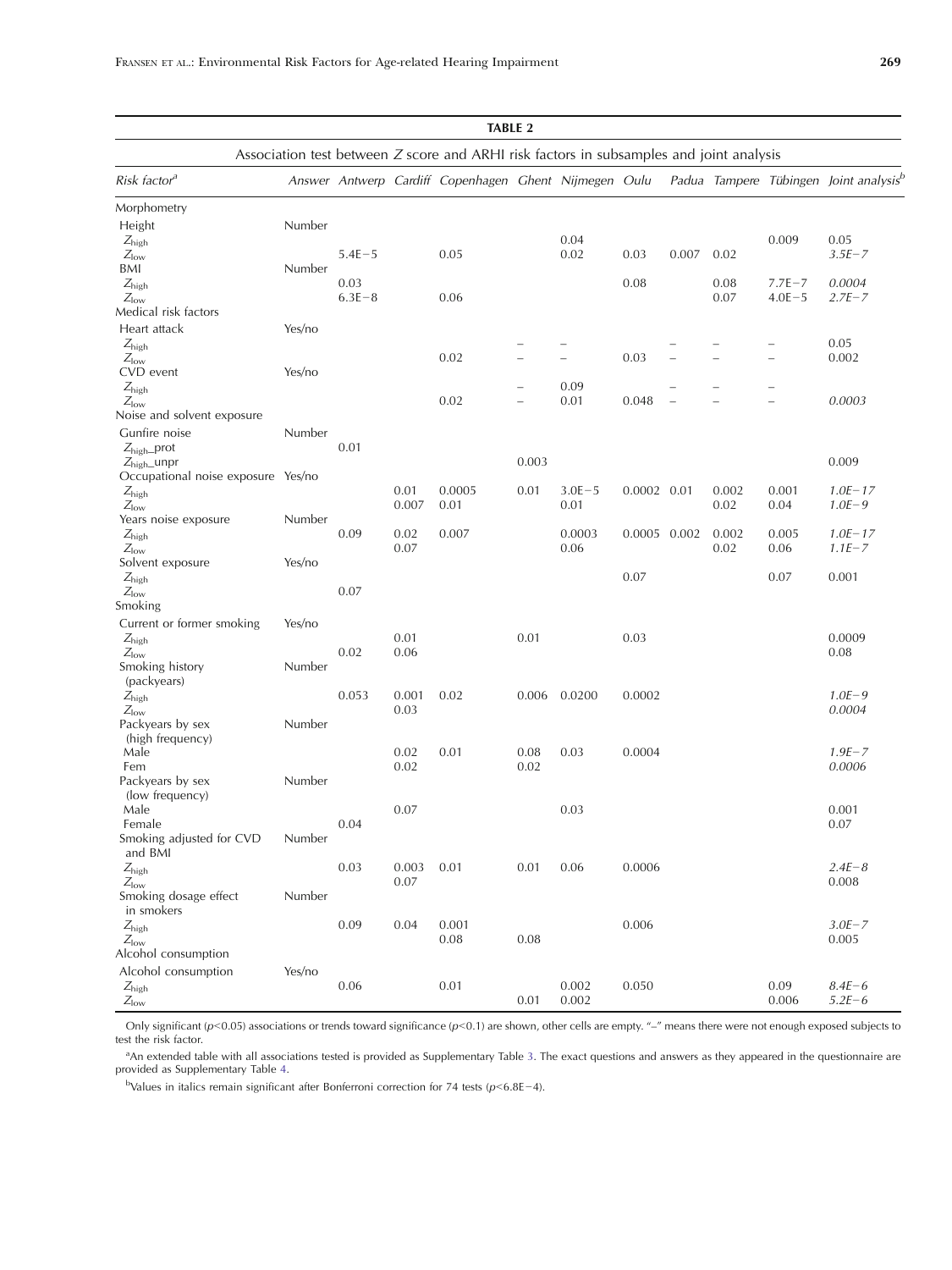**TABLE 2**

Association test between $Z$ score and ARHI risk factors in subsamples and joint analysis

| Risk factor[a] | Answer | Antwerp | Cardiff | Copenhagen | Ghent | Nijmegen | Oulu | Padua | Tampere | Tübingen | Joint analysis[b] |
|---|---|---|---|---|---|---|---|---|---|---|---|
| Morphometry | | | | | | | | | | | |
| Height | Number | | | | | | | | | | |
| $Z_{high}$ | | | | | | 0.04 | | | | 0.009 | 0.05 |
| $Z_{low}$ | | 5.4E−5 | | 0.05 | | 0.02 | 0.03 | 0.007 | 0.02 | | *3.5E−7* |
| BMI | Number | | | | | | | | | | |
| $Z_{high}$ | | 0.03 | | | | | 0.08 | | 0.08 | 7.7E−7 | *0.0004* |
| $Z_{low}$ | | 6.3E−8 | | 0.06 | | | | | 0.07 | 4.0E−5 | *2.7E−7* |
| Medical risk factors | | | | | | | | | | | |
| Heart attack | Yes/no | | | | | | | | | | |
| $Z_{high}$ | | | | | – | – | | – | – | – | 0.05 |
| $Z_{low}$ | | | | 0.02 | – | – | 0.03 | – | – | – | 0.002 |
| CVD event | Yes/no | | | | | | | | | | |
| $Z_{high}$ | | | | | – | 0.09 | | – | – | – | |
| $Z_{low}$ | | | | 0.02 | – | 0.01 | 0.048 | – | – | – | *0.0003* |
| Noise and solvent exposure | | | | | | | | | | | |
| Gunfire noise | Number | | | | | | | | | | |
| $Z_{high}$_prot | | 0.01 | | | | | | | | | |
| $Z_{high}$_unpr | | | | | 0.003 | | | | | | 0.009 |
| Occupational noise exposure | Yes/no | | | | | | | | | | |
| $Z_{high}$ | | | 0.01 | 0.0005 | 0.01 | 3.0E−5 | 0.0002 | 0.01 | 0.002 | 0.001 | *1.0E−17* |
| $Z_{low}$ | | | 0.007 | 0.01 | | 0.01 | | | 0.02 | 0.04 | *1.0E−9* |
| Years noise exposure | Number | | | | | | | | | | |
| $Z_{high}$ | | 0.09 | 0.02 | 0.007 | | 0.0003 | 0.0005 | 0.002 | 0.002 | 0.005 | *1.0E−17* |
| $Z_{low}$ | | | 0.07 | | | 0.06 | | | 0.02 | 0.06 | *1.1E−7* |
| Solvent exposure | Yes/no | | | | | | | | | | |
| $Z_{high}$ | | | | | | | 0.07 | | | 0.07 | 0.001 |
| $Z_{low}$ | | 0.07 | | | | | | | | | |
| Smoking | | | | | | | | | | | |
| Current or former smoking | Yes/no | | | | | | | | | | |
| $Z_{high}$ | | | 0.01 | | 0.01 | | 0.03 | | | | 0.0009 |
| $Z_{low}$ | | 0.02 | 0.06 | | | | | | | | 0.08 |
| Smoking history (packyears) | Number | | | | | | | | | | |
| $Z_{high}$ | | 0.053 | 0.001 | 0.02 | 0.006 | 0.0200 | 0.0002 | | | | *1.0E−9* |
| $Z_{low}$ | | | 0.03 | | | | | | | | *0.0004* |
| Packyears by sex (high frequency) | Number | | | | | | | | | | |
| Male | | | 0.02 | 0.01 | 0.08 | 0.03 | 0.0004 | | | | *1.9E−7* |
| Fem | | | 0.02 | | 0.02 | | | | | | *0.0006* |
| Packyears by sex (low frequency) | Number | | | | | | | | | | |
| Male | | | 0.07 | | | 0.03 | | | | | 0.001 |
| Female | | 0.04 | | | | | | | | | 0.07 |
| Smoking adjusted for CVD and BMI | Number | | | | | | | | | | |
| $Z_{high}$ | | 0.03 | 0.003 | 0.01 | 0.01 | 0.06 | 0.0006 | | | | *2.4E−8* |
| $Z_{low}$ | | | 0.07 | | | | | | | | 0.008 |
| Smoking dosage effect in smokers | Number | | | | | | | | | | |
| $Z_{high}$ | | 0.09 | 0.04 | 0.001 | | | 0.006 | | | | *3.0E−7* |
| $Z_{low}$ | | | | 0.08 | 0.08 | | | | | | 0.005 |
| Alcohol consumption | | | | | | | | | | | |
| Alcohol consumption | Yes/no | | | | | | | | | | |
| $Z_{high}$ | | 0.06 | | 0.01 | | 0.002 | 0.050 | | | 0.09 | *8.4E−6* |
| $Z_{low}$ | | | | | 0.01 | 0.002 | | | | 0.006 | *5.2E−6* |

Only significant ($p<0.05$) associations or trends toward significance ($p<0.1$) are shown, other cells are empty. "–" means there were not enough exposed subjects to test the risk factor.

[a]An extended table with all associations tested is provided as Supplementary Table 3. The exact questions and answers as they appeared in the questionnaire are provided as Supplementary Table 4.

[b]Values in italics remain significant after Bonferroni correction for 74 tests ($p<6.8E-4$).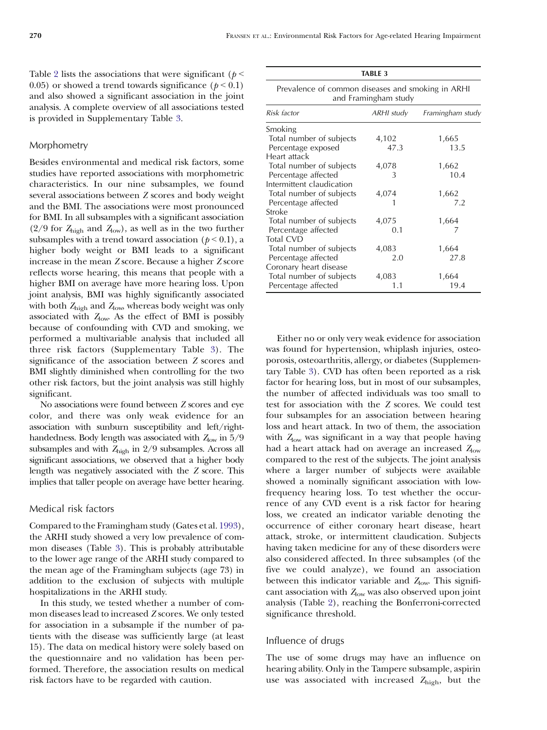Table 2 lists the associations that were significant ($p < 0.05$) or showed a trend towards significance ($p < 0.1$) and also showed a significant association in the joint analysis. A complete overview of all associations tested is provided in Supplementary Table 3.

## Morphometry

Besides environmental and medical risk factors, some studies have reported associations with morphometric characteristics. In our nine subsamples, we found several associations between $Z$ scores and body weight and the BMI. The associations were most pronounced for BMI. In all subsamples with a significant association (2/9 for $Z_{\text{high}}$ and $Z_{\text{low}}$), as well as in the two further subsamples with a trend toward association ($p < 0.1$), a higher body weight or BMI leads to a significant increase in the mean $Z$ score. Because a higher $Z$ score reflects worse hearing, this means that people with a higher BMI on average have more hearing loss. Upon joint analysis, BMI was highly significantly associated with both $Z_{\text{high}}$ and $Z_{\text{low}}$, whereas body weight was only associated with $Z_{\text{low}}$. As the effect of BMI is possibly because of confounding with CVD and smoking, we performed a multivariable analysis that included all three risk factors (Supplementary Table 3). The significance of the association between $Z$ scores and BMI slightly diminished when controlling for the two other risk factors, but the joint analysis was still highly significant.

No associations were found between $Z$ scores and eye color, and there was only weak evidence for an association with sunburn susceptibility and left/right-handedness. Body length was associated with $Z_{\text{low}}$ in 5/9 subsamples and with $Z_{\text{high}}$ in 2/9 subsamples. Across all significant associations, we observed that a higher body length was negatively associated with the $Z$ score. This implies that taller people on average have better hearing.

## Medical risk factors

Compared to the Framingham study (Gates et al. 1993), the ARHI study showed a very low prevalence of common diseases (Table 3). This is probably attributable to the lower age range of the ARHI study compared to the mean age of the Framingham subjects (age 73) in addition to the exclusion of subjects with multiple hospitalizations in the ARHI study.

In this study, we tested whether a number of common diseases lead to increased $Z$ scores. We only tested for association in a subsample if the number of patients with the disease was sufficiently large (at least 15). The data on medical history were solely based on the questionnaire and no validation has been performed. Therefore, the association results on medical risk factors have to be regarded with caution.

**TABLE 3**

Prevalence of common diseases and smoking in ARHI and Framingham study

| Risk factor | ARHI study | Framingham study |
|---|---|---|
| Smoking | | |
| Total number of subjects | 4,102 | 1,665 |
| Percentage exposed | 47.3 | 13.5 |
| Heart attack | | |
| Total number of subjects | 4,078 | 1,662 |
| Percentage affected | 3 | 10.4 |
| Intermittent claudication | | |
| Total number of subjects | 4,074 | 1,662 |
| Percentage affected | 1 | 7.2 |
| Stroke | | |
| Total number of subjects | 4,075 | 1,664 |
| Percentage affected | 0.1 | 7 |
| Total CVD | | |
| Total number of subjects | 4,083 | 1,664 |
| Percentage affected | 2.0 | 27.8 |
| Coronary heart disease | | |
| Total number of subjects | 4,083 | 1,664 |
| Percentage affected | 1.1 | 19.4 |

Either no or only very weak evidence for association was found for hypertension, whiplash injuries, osteoporosis, osteoarthritis, allergy, or diabetes (Supplementary Table 3). CVD has often been reported as a risk factor for hearing loss, but in most of our subsamples, the number of affected individuals was too small to test for association with the $Z$ scores. We could test four subsamples for an association between hearing loss and heart attack. In two of them, the association with $Z_{\text{low}}$ was significant in a way that people having had a heart attack had on average an increased $Z_{\text{low}}$ compared to the rest of the subjects. The joint analysis where a larger number of subjects were available showed a nominally significant association with low-frequency hearing loss. To test whether the occurrence of any CVD event is a risk factor for hearing loss, we created an indicator variable denoting the occurrence of either coronary heart disease, heart attack, stroke, or intermittent claudication. Subjects having taken medicine for any of these disorders were also considered affected. In three subsamples (of the five we could analyze), we found an association between this indicator variable and $Z_{\text{low}}$. This significant association with $Z_{\text{low}}$ was also observed upon joint analysis (Table 2), reaching the Bonferroni-corrected significance threshold.

## Influence of drugs

The use of some drugs may have an influence on hearing ability. Only in the Tampere subsample, aspirin use was associated with increased $Z_{\text{high}}$, but the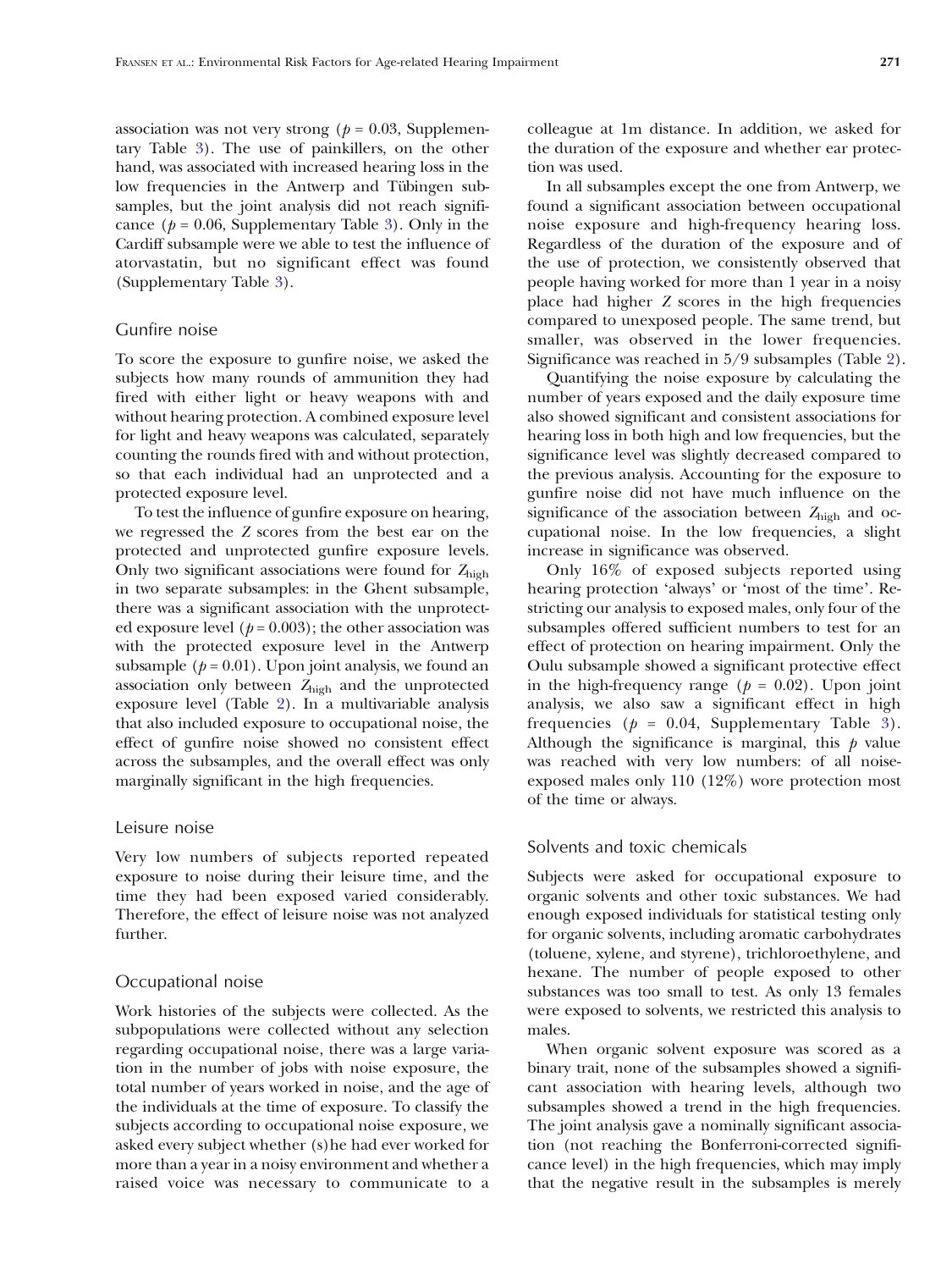association was not very strong ($p = 0.03$, Supplementary Table 3). The use of painkillers, on the other hand, was associated with increased hearing loss in the low frequencies in the Antwerp and Tübingen subsamples, but the joint analysis did not reach significance ($p = 0.06$, Supplementary Table 3). Only in the Cardiff subsample were we able to test the influence of atorvastatin, but no significant effect was found (Supplementary Table 3).

### Gunfire noise

To score the exposure to gunfire noise, we asked the subjects how many rounds of ammunition they had fired with either light or heavy weapons with and without hearing protection. A combined exposure level for light and heavy weapons was calculated, separately counting the rounds fired with and without protection, so that each individual had an unprotected and a protected exposure level.

To test the influence of gunfire exposure on hearing, we regressed the *Z* scores from the best ear on the protected and unprotected gunfire exposure levels. Only two significant associations were found for $Z_{\mathrm{high}}$ in two separate subsamples: in the Ghent subsample, there was a significant association with the unprotected exposure level ($p = 0.003$); the other association was with the protected exposure level in the Antwerp subsample ($p = 0.01$). Upon joint analysis, we found an association only between $Z_{\mathrm{high}}$ and the unprotected exposure level (Table 2). In a multivariable analysis that also included exposure to occupational noise, the effect of gunfire noise showed no consistent effect across the subsamples, and the overall effect was only marginally significant in the high frequencies.

### Leisure noise

Very low numbers of subjects reported repeated exposure to noise during their leisure time, and the time they had been exposed varied considerably. Therefore, the effect of leisure noise was not analyzed further.

### Occupational noise

Work histories of the subjects were collected. As the subpopulations were collected without any selection regarding occupational noise, there was a large variation in the number of jobs with noise exposure, the total number of years worked in noise, and the age of the individuals at the time of exposure. To classify the subjects according to occupational noise exposure, we asked every subject whether (s)he had ever worked for more than a year in a noisy environment and whether a raised voice was necessary to communicate to a colleague at 1m distance. In addition, we asked for the duration of the exposure and whether ear protection was used.

In all subsamples except the one from Antwerp, we found a significant association between occupational noise exposure and high-frequency hearing loss. Regardless of the duration of the exposure and of the use of protection, we consistently observed that people having worked for more than 1 year in a noisy place had higher *Z* scores in the high frequencies compared to unexposed people. The same trend, but smaller, was observed in the lower frequencies. Significance was reached in 5/9 subsamples (Table 2).

Quantifying the noise exposure by calculating the number of years exposed and the daily exposure time also showed significant and consistent associations for hearing loss in both high and low frequencies, but the significance level was slightly decreased compared to the previous analysis. Accounting for the exposure to gunfire noise did not have much influence on the significance of the association between $Z_{\mathrm{high}}$ and occupational noise. In the low frequencies, a slight increase in significance was observed.

Only 16% of exposed subjects reported using hearing protection 'always' or 'most of the time'. Restricting our analysis to exposed males, only four of the subsamples offered sufficient numbers to test for an effect of protection on hearing impairment. Only the Oulu subsample showed a significant protective effect in the high-frequency range ($p = 0.02$). Upon joint analysis, we also saw a significant effect in high frequencies ($p = 0.04$, Supplementary Table 3). Although the significance is marginal, this $p$ value was reached with very low numbers: of all noise-exposed males only 110 (12%) wore protection most of the time or always.

### Solvents and toxic chemicals

Subjects were asked for occupational exposure to organic solvents and other toxic substances. We had enough exposed individuals for statistical testing only for organic solvents, including aromatic carbohydrates (toluene, xylene, and styrene), trichloroethylene, and hexane. The number of people exposed to other substances was too small to test. As only 13 females were exposed to solvents, we restricted this analysis to males.

When organic solvent exposure was scored as a binary trait, none of the subsamples showed a significant association with hearing levels, although two subsamples showed a trend in the high frequencies. The joint analysis gave a nominally significant association (not reaching the Bonferroni-corrected significance level) in the high frequencies, which may imply that the negative result in the subsamples is merely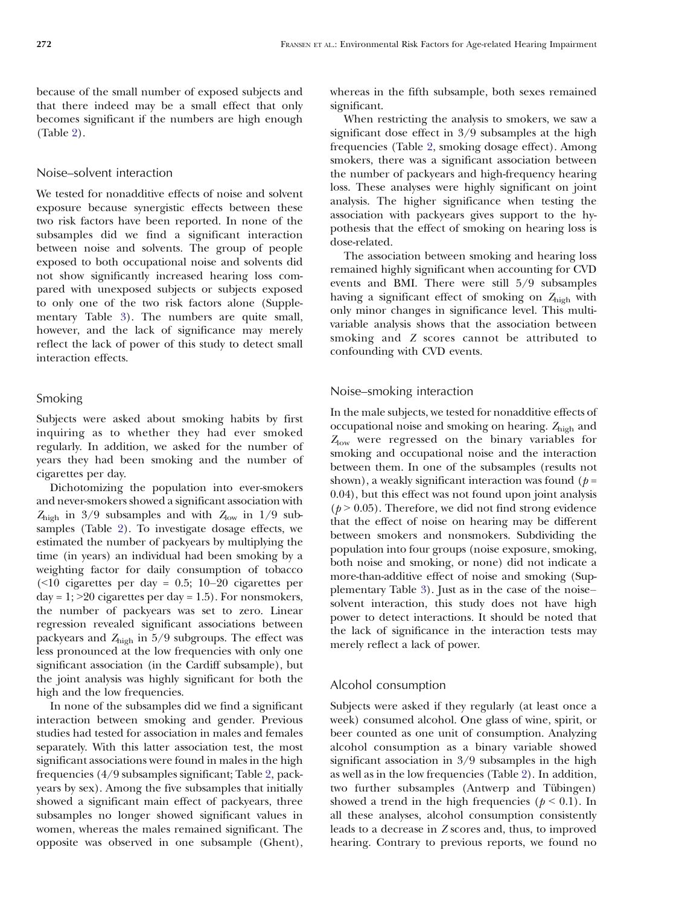because of the small number of exposed subjects and that there indeed may be a small effect that only becomes significant if the numbers are high enough (Table 2).

## Noise–solvent interaction

We tested for nonadditive effects of noise and solvent exposure because synergistic effects between these two risk factors have been reported. In none of the subsamples did we find a significant interaction between noise and solvents. The group of people exposed to both occupational noise and solvents did not show significantly increased hearing loss compared with unexposed subjects or subjects exposed to only one of the two risk factors alone (Supplementary Table 3). The numbers are quite small, however, and the lack of significance may merely reflect the lack of power of this study to detect small interaction effects.

## Smoking

Subjects were asked about smoking habits by first inquiring as to whether they had ever smoked regularly. In addition, we asked for the number of years they had been smoking and the number of cigarettes per day.

Dichotomizing the population into ever-smokers and never-smokers showed a significant association with $Z_{\mathrm{high}}$ in 3/9 subsamples and with $Z_{\mathrm{low}}$ in 1/9 subsamples (Table 2). To investigate dosage effects, we estimated the number of packyears by multiplying the time (in years) an individual had been smoking by a weighting factor for daily consumption of tobacco (<10 cigarettes per day = 0.5; 10–20 cigarettes per day = 1; >20 cigarettes per day = 1.5). For nonsmokers, the number of packyears was set to zero. Linear regression revealed significant associations between packyears and $Z_{\mathrm{high}}$ in 5/9 subgroups. The effect was less pronounced at the low frequencies with only one significant association (in the Cardiff subsample), but the joint analysis was highly significant for both the high and the low frequencies.

In none of the subsamples did we find a significant interaction between smoking and gender. Previous studies had tested for association in males and females separately. With this latter association test, the most significant associations were found in males in the high frequencies (4/9 subsamples significant; Table 2, packyears by sex). Among the five subsamples that initially showed a significant main effect of packyears, three subsamples no longer showed significant values in women, whereas the males remained significant. The opposite was observed in one subsample (Ghent), whereas in the fifth subsample, both sexes remained significant.

When restricting the analysis to smokers, we saw a significant dose effect in 3/9 subsamples at the high frequencies (Table 2, smoking dosage effect). Among smokers, there was a significant association between the number of packyears and high-frequency hearing loss. These analyses were highly significant on joint analysis. The higher significance when testing the association with packyears gives support to the hypothesis that the effect of smoking on hearing loss is dose-related.

The association between smoking and hearing loss remained highly significant when accounting for CVD events and BMI. There were still 5/9 subsamples having a significant effect of smoking on $Z_{\mathrm{high}}$ with only minor changes in significance level. This multivariable analysis shows that the association between smoking and $Z$ scores cannot be attributed to confounding with CVD events.

## Noise–smoking interaction

In the male subjects, we tested for nonadditive effects of occupational noise and smoking on hearing. $Z_{\mathrm{high}}$ and $Z_{\mathrm{low}}$ were regressed on the binary variables for smoking and occupational noise and the interaction between them. In one of the subsamples (results not shown), a weakly significant interaction was found ($p$ = 0.04), but this effect was not found upon joint analysis ($p > 0.05$). Therefore, we did not find strong evidence that the effect of noise on hearing may be different between smokers and nonsmokers. Subdividing the population into four groups (noise exposure, smoking, both noise and smoking, or none) did not indicate a more-than-additive effect of noise and smoking (Supplementary Table 3). Just as in the case of the noise–solvent interaction, this study does not have high power to detect interactions. It should be noted that the lack of significance in the interaction tests may merely reflect a lack of power.

## Alcohol consumption

Subjects were asked if they regularly (at least once a week) consumed alcohol. One glass of wine, spirit, or beer counted as one unit of consumption. Analyzing alcohol consumption as a binary variable showed significant association in 3/9 subsamples in the high as well as in the low frequencies (Table 2). In addition, two further subsamples (Antwerp and Tübingen) showed a trend in the high frequencies ($p < 0.1$). In all these analyses, alcohol consumption consistently leads to a decrease in $Z$ scores and, thus, to improved hearing. Contrary to previous reports, we found no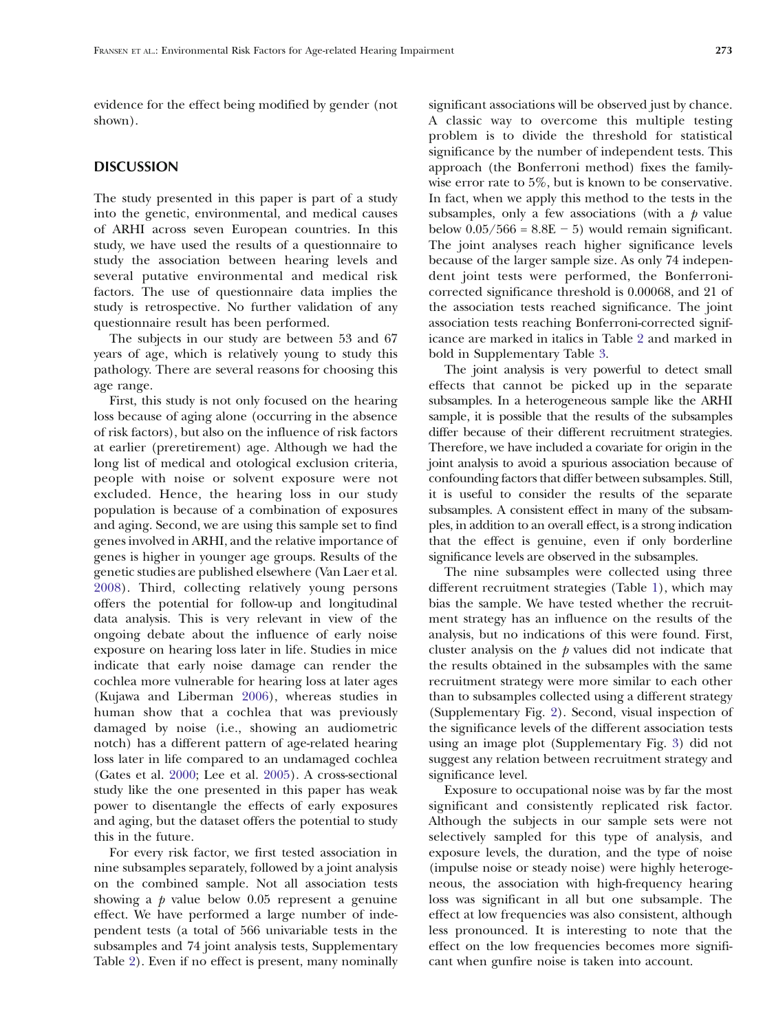evidence for the effect being modified by gender (not shown).

## DISCUSSION

The study presented in this paper is part of a study into the genetic, environmental, and medical causes of ARHI across seven European countries. In this study, we have used the results of a questionnaire to study the association between hearing levels and several putative environmental and medical risk factors. The use of questionnaire data implies the study is retrospective. No further validation of any questionnaire result has been performed.

The subjects in our study are between 53 and 67 years of age, which is relatively young to study this pathology. There are several reasons for choosing this age range.

First, this study is not only focused on the hearing loss because of aging alone (occurring in the absence of risk factors), but also on the influence of risk factors at earlier (preretirement) age. Although we had the long list of medical and otological exclusion criteria, people with noise or solvent exposure were not excluded. Hence, the hearing loss in our study population is because of a combination of exposures and aging. Second, we are using this sample set to find genes involved in ARHI, and the relative importance of genes is higher in younger age groups. Results of the genetic studies are published elsewhere (Van Laer et al. 2008). Third, collecting relatively young persons offers the potential for follow-up and longitudinal data analysis. This is very relevant in view of the ongoing debate about the influence of early noise exposure on hearing loss later in life. Studies in mice indicate that early noise damage can render the cochlea more vulnerable for hearing loss at later ages (Kujawa and Liberman 2006), whereas studies in human show that a cochlea that was previously damaged by noise (i.e., showing an audiometric notch) has a different pattern of age-related hearing loss later in life compared to an undamaged cochlea (Gates et al. 2000; Lee et al. 2005). A cross-sectional study like the one presented in this paper has weak power to disentangle the effects of early exposures and aging, but the dataset offers the potential to study this in the future.

For every risk factor, we first tested association in nine subsamples separately, followed by a joint analysis on the combined sample. Not all association tests showing a $p$ value below 0.05 represent a genuine effect. We have performed a large number of independent tests (a total of 566 univariable tests in the subsamples and 74 joint analysis tests, Supplementary Table 2). Even if no effect is present, many nominally significant associations will be observed just by chance. A classic way to overcome this multiple testing problem is to divide the threshold for statistical significance by the number of independent tests. This approach (the Bonferroni method) fixes the family-wise error rate to 5%, but is known to be conservative. In fact, when we apply this method to the tests in the subsamples, only a few associations (with a $p$ value below $0.05/566 = 8.8\text{E}-5$) would remain significant. The joint analyses reach higher significance levels because of the larger sample size. As only 74 independent joint tests were performed, the Bonferroni-corrected significance threshold is 0.00068, and 21 of the association tests reached significance. The joint association tests reaching Bonferroni-corrected significance are marked in italics in Table 2 and marked in bold in Supplementary Table 3.

The joint analysis is very powerful to detect small effects that cannot be picked up in the separate subsamples. In a heterogeneous sample like the ARHI sample, it is possible that the results of the subsamples differ because of their different recruitment strategies. Therefore, we have included a covariate for origin in the joint analysis to avoid a spurious association because of confounding factors that differ between subsamples. Still, it is useful to consider the results of the separate subsamples. A consistent effect in many of the subsamples, in addition to an overall effect, is a strong indication that the effect is genuine, even if only borderline significance levels are observed in the subsamples.

The nine subsamples were collected using three different recruitment strategies (Table 1), which may bias the sample. We have tested whether the recruitment strategy has an influence on the results of the analysis, but no indications of this were found. First, cluster analysis on the $p$ values did not indicate that the results obtained in the subsamples with the same recruitment strategy were more similar to each other than to subsamples collected using a different strategy (Supplementary Fig. 2). Second, visual inspection of the significance levels of the different association tests using an image plot (Supplementary Fig. 3) did not suggest any relation between recruitment strategy and significance level.

Exposure to occupational noise was by far the most significant and consistently replicated risk factor. Although the subjects in our sample sets were not selectively sampled for this type of analysis, and exposure levels, the duration, and the type of noise (impulse noise or steady noise) were highly heterogeneous, the association with high-frequency hearing loss was significant in all but one subsample. The effect at low frequencies was also consistent, although less pronounced. It is interesting to note that the effect on the low frequencies becomes more significant when gunfire noise is taken into account.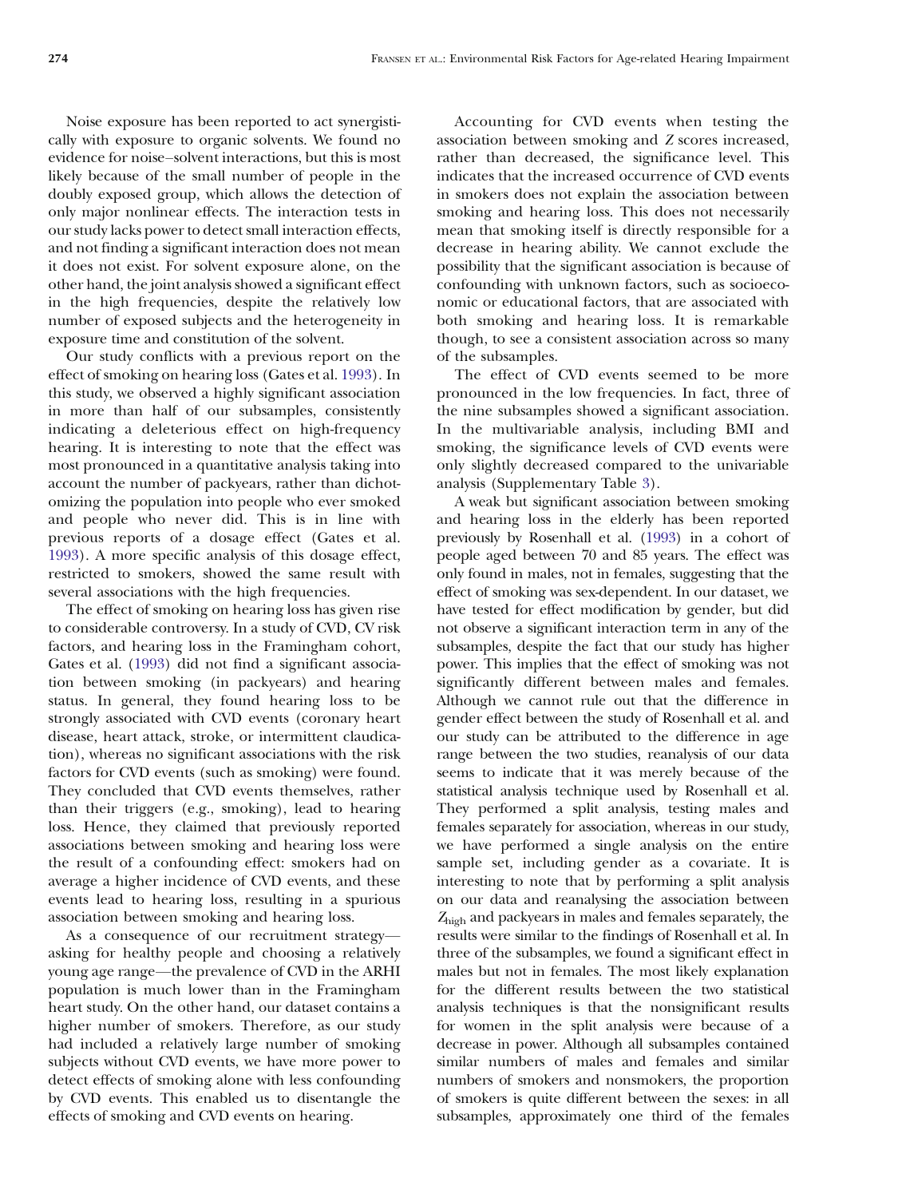Noise exposure has been reported to act synergistically with exposure to organic solvents. We found no evidence for noise–solvent interactions, but this is most likely because of the small number of people in the doubly exposed group, which allows the detection of only major nonlinear effects. The interaction tests in our study lacks power to detect small interaction effects, and not finding a significant interaction does not mean it does not exist. For solvent exposure alone, on the other hand, the joint analysis showed a significant effect in the high frequencies, despite the relatively low number of exposed subjects and the heterogeneity in exposure time and constitution of the solvent.

Our study conflicts with a previous report on the effect of smoking on hearing loss (Gates et al. 1993). In this study, we observed a highly significant association in more than half of our subsamples, consistently indicating a deleterious effect on high-frequency hearing. It is interesting to note that the effect was most pronounced in a quantitative analysis taking into account the number of packyears, rather than dichotomizing the population into people who ever smoked and people who never did. This is in line with previous reports of a dosage effect (Gates et al. 1993). A more specific analysis of this dosage effect, restricted to smokers, showed the same result with several associations with the high frequencies.

The effect of smoking on hearing loss has given rise to considerable controversy. In a study of CVD, CV risk factors, and hearing loss in the Framingham cohort, Gates et al. (1993) did not find a significant association between smoking (in packyears) and hearing status. In general, they found hearing loss to be strongly associated with CVD events (coronary heart disease, heart attack, stroke, or intermittent claudication), whereas no significant associations with the risk factors for CVD events (such as smoking) were found. They concluded that CVD events themselves, rather than their triggers (e.g., smoking), lead to hearing loss. Hence, they claimed that previously reported associations between smoking and hearing loss were the result of a confounding effect: smokers had on average a higher incidence of CVD events, and these events lead to hearing loss, resulting in a spurious association between smoking and hearing loss.

As a consequence of our recruitment strategy—asking for healthy people and choosing a relatively young age range—the prevalence of CVD in the ARHI population is much lower than in the Framingham heart study. On the other hand, our dataset contains a higher number of smokers. Therefore, as our study had included a relatively large number of smoking subjects without CVD events, we have more power to detect effects of smoking alone with less confounding by CVD events. This enabled us to disentangle the effects of smoking and CVD events on hearing.

Accounting for CVD events when testing the association between smoking and $Z$ scores increased, rather than decreased, the significance level. This indicates that the increased occurrence of CVD events in smokers does not explain the association between smoking and hearing loss. This does not necessarily mean that smoking itself is directly responsible for a decrease in hearing ability. We cannot exclude the possibility that the significant association is because of confounding with unknown factors, such as socioeconomic or educational factors, that are associated with both smoking and hearing loss. It is remarkable though, to see a consistent association across so many of the subsamples.

The effect of CVD events seemed to be more pronounced in the low frequencies. In fact, three of the nine subsamples showed a significant association. In the multivariable analysis, including BMI and smoking, the significance levels of CVD events were only slightly decreased compared to the univariable analysis (Supplementary Table 3).

A weak but significant association between smoking and hearing loss in the elderly has been reported previously by Rosenhall et al. (1993) in a cohort of people aged between 70 and 85 years. The effect was only found in males, not in females, suggesting that the effect of smoking was sex-dependent. In our dataset, we have tested for effect modification by gender, but did not observe a significant interaction term in any of the subsamples, despite the fact that our study has higher power. This implies that the effect of smoking was not significantly different between males and females. Although we cannot rule out that the difference in gender effect between the study of Rosenhall et al. and our study can be attributed to the difference in age range between the two studies, reanalysis of our data seems to indicate that it was merely because of the statistical analysis technique used by Rosenhall et al. They performed a split analysis, testing males and females separately for association, whereas in our study, we have performed a single analysis on the entire sample set, including gender as a covariate. It is interesting to note that by performing a split analysis on our data and reanalysing the association between $Z_{\text{high}}$ and packyears in males and females separately, the results were similar to the findings of Rosenhall et al. In three of the subsamples, we found a significant effect in males but not in females. The most likely explanation for the different results between the two statistical analysis techniques is that the nonsignificant results for women in the split analysis were because of a decrease in power. Although all subsamples contained similar numbers of males and females and similar numbers of smokers and nonsmokers, the proportion of smokers is quite different between the sexes: in all subsamples, approximately one third of the females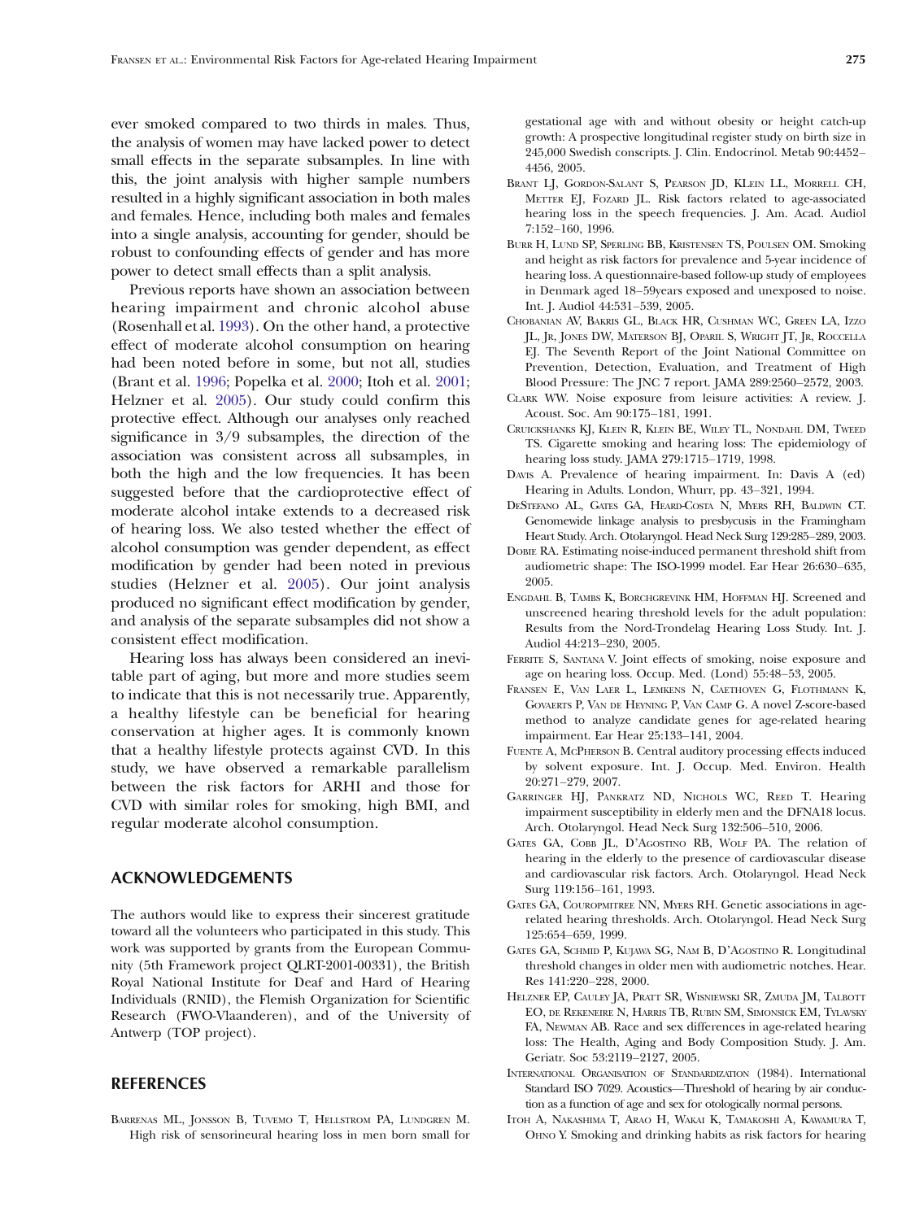ever smoked compared to two thirds in males. Thus, the analysis of women may have lacked power to detect small effects in the separate subsamples. In line with this, the joint analysis with higher sample numbers resulted in a highly significant association in both males and females. Hence, including both males and females into a single analysis, accounting for gender, should be robust to confounding effects of gender and has more power to detect small effects than a split analysis.

Previous reports have shown an association between hearing impairment and chronic alcohol abuse (Rosenhall et al. 1993). On the other hand, a protective effect of moderate alcohol consumption on hearing had been noted before in some, but not all, studies (Brant et al. 1996; Popelka et al. 2000; Itoh et al. 2001; Helzner et al. 2005). Our study could confirm this protective effect. Although our analyses only reached significance in 3/9 subsamples, the direction of the association was consistent across all subsamples, in both the high and the low frequencies. It has been suggested before that the cardioprotective effect of moderate alcohol intake extends to a decreased risk of hearing loss. We also tested whether the effect of alcohol consumption was gender dependent, as effect modification by gender had been noted in previous studies (Helzner et al. 2005). Our joint analysis produced no significant effect modification by gender, and analysis of the separate subsamples did not show a consistent effect modification.

Hearing loss has always been considered an inevitable part of aging, but more and more studies seem to indicate that this is not necessarily true. Apparently, a healthy lifestyle can be beneficial for hearing conservation at higher ages. It is commonly known that a healthy lifestyle protects against CVD. In this study, we have observed a remarkable parallelism between the risk factors for ARHI and those for CVD with similar roles for smoking, high BMI, and regular moderate alcohol consumption.

## ACKNOWLEDGEMENTS

The authors would like to express their sincerest gratitude toward all the volunteers who participated in this study. This work was supported by grants from the European Community (5th Framework project QLRT-2001-00331), the British Royal National Institute for Deaf and Hard of Hearing Individuals (RNID), the Flemish Organization for Scientific Research (FWO-Vlaanderen), and of the University of Antwerp (TOP project).

## REFERENCES

Barrenas ML, Jonsson B, Tuvemo T, Hellstrom PA, Lundgren M. High risk of sensorineural hearing loss in men born small for gestational age with and without obesity or height catch-up growth: A prospective longitudinal register study on birth size in 245,000 Swedish conscripts. J. Clin. Endocrinol. Metab 90:4452–4456, 2005.

Brant LJ, Gordon-Salant S, Pearson JD, Klein LL, Morrell CH, Metter EJ, Fozard JL. Risk factors related to age-associated hearing loss in the speech frequencies. J. Am. Acad. Audiol 7:152–160, 1996.

Burr H, Lund SP, Sperling BB, Kristensen TS, Poulsen OM. Smoking and height as risk factors for prevalence and 5-year incidence of hearing loss. A questionnaire-based follow-up study of employees in Denmark aged 18–59years exposed and unexposed to noise. Int. J. Audiol 44:531–539, 2005.

Chobanian AV, Bakris GL, Black HR, Cushman WC, Green LA, Izzo JL, Jr, Jones DW, Materson BJ, Oparil S, Wright JT, Jr, Roccella EJ. The Seventh Report of the Joint National Committee on Prevention, Detection, Evaluation, and Treatment of High Blood Pressure: The JNC 7 report. JAMA 289:2560–2572, 2003.

Clark WW. Noise exposure from leisure activities: A review. J. Acoust. Soc. Am 90:175–181, 1991.

Cruickshanks KJ, Klein R, Klein BE, Wiley TL, Nondahl DM, Tweed TS. Cigarette smoking and hearing loss: The epidemiology of hearing loss study. JAMA 279:1715–1719, 1998.

Davis A. Prevalence of hearing impairment. In: Davis A (ed) Hearing in Adults. London, Whurr, pp. 43–321, 1994.

DeStefano AL, Gates GA, Heard-Costa N, Myers RH, Baldwin CT. Genomewide linkage analysis to presbycusis in the Framingham Heart Study. Arch. Otolaryngol. Head Neck Surg 129:285–289, 2003.

Dobie RA. Estimating noise-induced permanent threshold shift from audiometric shape: The ISO-1999 model. Ear Hear 26:630–635, 2005.

Engdahl B, Tambs K, Borchgrevink HM, Hoffman HJ. Screened and unscreened hearing threshold levels for the adult population: Results from the Nord-Trondelag Hearing Loss Study. Int. J. Audiol 44:213–230, 2005.

Ferrite S, Santana V. Joint effects of smoking, noise exposure and age on hearing loss. Occup. Med. (Lond) 55:48–53, 2005.

Fransen E, Van Laer L, Lemkens N, Caethoven G, Flothmann K, Govaerts P, Van de Heyning P, Van Camp G. A novel Z-score-based method to analyze candidate genes for age-related hearing impairment. Ear Hear 25:133–141, 2004.

Fuente A, McPherson B. Central auditory processing effects induced by solvent exposure. Int. J. Occup. Med. Environ. Health 20:271–279, 2007.

Garringer HJ, Pankratz ND, Nichols WC, Reed T. Hearing impairment susceptibility in elderly men and the DFNA18 locus. Arch. Otolaryngol. Head Neck Surg 132:506–510, 2006.

Gates GA, Cobb JL, D'Agostino RB, Wolf PA. The relation of hearing in the elderly to the presence of cardiovascular disease and cardiovascular risk factors. Arch. Otolaryngol. Head Neck Surg 119:156–161, 1993.

Gates GA, Couropmitree NN, Myers RH. Genetic associations in age-related hearing thresholds. Arch. Otolaryngol. Head Neck Surg 125:654–659, 1999.

Gates GA, Schmid P, Kujawa SG, Nam B, D'Agostino R. Longitudinal threshold changes in older men with audiometric notches. Hear. Res 141:220–228, 2000.

Helzner EP, Cauley JA, Pratt SR, Wisniewski SR, Zmuda JM, Talbott EO, de Rekeneire N, Harris TB, Rubin SM, Simonsick EM, Tylavsky FA, Newman AB. Race and sex differences in age-related hearing loss: The Health, Aging and Body Composition Study. J. Am. Geriatr. Soc 53:2119–2127, 2005.

International Organisation of Standardization (1984). International Standard ISO 7029. Acoustics—Threshold of hearing by air conduction as a function of age and sex for otologically normal persons.

Itoh A, Nakashima T, Arao H, Wakai K, Tamakoshi A, Kawamura T, Ohno Y. Smoking and drinking habits as risk factors for hearing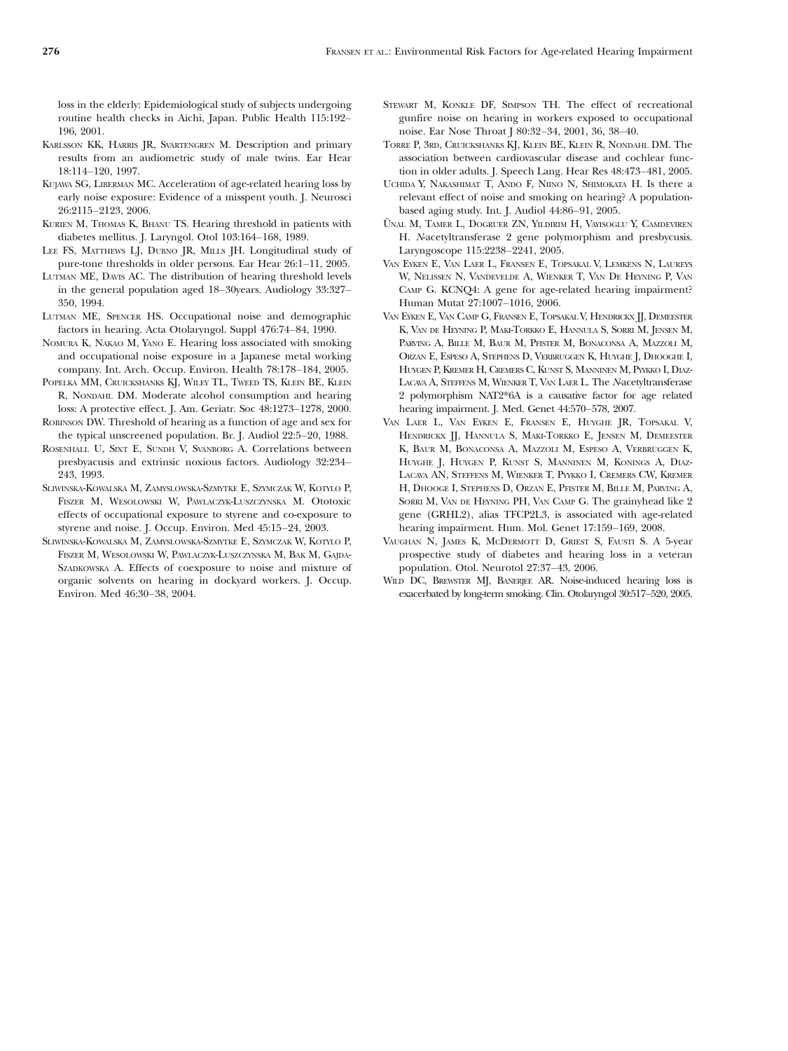loss in the elderly: Epidemiological study of subjects undergoing routine health checks in Aichi, Japan. Public Health 115:192–196, 2001.

Karlsson KK, Harris JR, Svartengren M. Description and primary results from an audiometric study of male twins. Ear Hear 18:114–120, 1997.

Kujawa SG, Liberman MC. Acceleration of age-related hearing loss by early noise exposure: Evidence of a misspent youth. J. Neurosci 26:2115–2123, 2006.

Kurien M, Thomas K, Bhanu TS. Hearing threshold in patients with diabetes mellitus. J. Laryngol. Otol 103:164–168, 1989.

Lee FS, Matthews LJ, Dubno JR, Mills JH. Longitudinal study of pure-tone thresholds in older persons. Ear Hear 26:1–11, 2005.

Lutman ME, Davis AC. The distribution of hearing threshold levels in the general population aged 18–30years. Audiology 33:327–350, 1994.

Lutman ME, Spencer HS. Occupational noise and demographic factors in hearing. Acta Otolaryngol. Suppl 476:74–84, 1990.

Nomura K, Nakao M, Yano E. Hearing loss associated with smoking and occupational noise exposure in a Japanese metal working company. Int. Arch. Occup. Environ. Health 78:178–184, 2005.

Popelka MM, Cruickshanks KJ, Wiley TL, Tweed TS, Klein BE, Klein R, Nondahl DM. Moderate alcohol consumption and hearing loss: A protective effect. J. Am. Geriatr. Soc 48:1273–1278, 2000.

Robinson DW. Threshold of hearing as a function of age and sex for the typical unscreened population. Br. J. Audiol 22:5–20, 1988.

Rosenhall U, Sixt E, Sundh V, Svanborg A. Correlations between presbyacusis and extrinsic noxious factors. Audiology 32:234–243, 1993.

Sliwinska-Kowalska M, Zamyslowska-Szmytke E, Szymczak W, Kotylo P, Fiszer M, Wesolowski W, Pawlaczyk-Luszczynska M. Ototoxic effects of occupational exposure to styrene and co-exposure to styrene and noise. J. Occup. Environ. Med 45:15–24, 2003.

Sliwinska-Kowalska M, Zamyslowska-Szmytke E, Szymczak W, Kotylo P, Fiszer M, Wesolowski W, Pawlaczyk-Luszczynska M, Bak M, Gajda-Szadkowska A. Effects of coexposure to noise and mixture of organic solvents on hearing in dockyard workers. J. Occup. Environ. Med 46:30–38, 2004.

Stewart M, Konkle DF, Simpson TH. The effect of recreational gunfire noise on hearing in workers exposed to occupational noise. Ear Nose Throat J 80:32–34, 2001, 36, 38–40.

Torre P, 3rd, Cruickshanks KJ, Klein BE, Klein R, Nondahl DM. The association between cardiovascular disease and cochlear function in older adults. J. Speech Lang. Hear Res 48:473–481, 2005.

Uchida Y, Nakashimat T, Ando F, Niino N, Shimokata H. Is there a relevant effect of noise and smoking on hearing? A population-based aging study. Int. J. Audiol 44:86–91, 2005.

Ünal M, Tamer L, Dogruer ZN, Yildirim H, Vayisoglu Y, Camdeviren H. *N*-acetyltransferase 2 gene polymorphism and presbycusis. Laryngoscope 115:2238–2241, 2005.

Van Eyken E, Van Laer L, Fransen E, Topsakal V, Lemkens N, Laureys W, Nelissen N, Vandevelde A, Wienker T, Van De Heyning P, Van Camp G. KCNQ4: A gene for age-related hearing impairment? Human Mutat 27:1007–1016, 2006.

Van Eyken E, Van Camp G, Fransen E, Topsakal V, Hendrickx JJ, Demeester K, Van de Heyning P, Maki-Torkko E, Hannula S, Sorri M, Jensen M, Parving A, Bille M, Baur M, Pfister M, Bonaconsa A, Mazzoli M, Orzan E, Espeso A, Stephens D, Verbruggen K, Huyghe J, Dhooghe I, Huygen P, Kremer H, Cremers C, Kunst S, Manninen M, Pyykko I, Diaz-Lacava A, Steffens M, Wienker T, Van Laer L. The *N*-acetyltransferase 2 polymorphism NAT2*6A is a causative factor for age related hearing impairment. J. Med. Genet 44:570–578, 2007.

Van Laer L, Van Eyken E, Fransen E, Huyghe JR, Topsakal V, Hendrickx JJ, Hannula S, Maki-Torkko E, Jensen M, Demeester K, Baur M, Bonaconsa A, Mazzoli M, Espeso A, Verbruggen K, Huyghe J, Huygen P, Kunst S, Manninen M, Konings A, Diaz-Lacava AN, Steffens M, Wienker T, Pyykko I, Cremers CW, Kremer H, Dhooge I, Stephens D, Orzan E, Pfister M, Bille M, Parving A, Sorri M, Van de Heyning PH, Van Camp G. The grainyhead like 2 gene (GRHL2), alias TFCP2L3, is associated with age-related hearing impairment. Hum. Mol. Genet 17:159–169, 2008.

Vaughan N, James K, McDermott D, Griest S, Fausti S. A 5-year prospective study of diabetes and hearing loss in a veteran population. Otol. Neurotol 27:37–43, 2006.

Wild DC, Brewster MJ, Banerjee AR. Noise-induced hearing loss is exacerbated by long-term smoking. Clin. Otolaryngol 30:517–520, 2005.